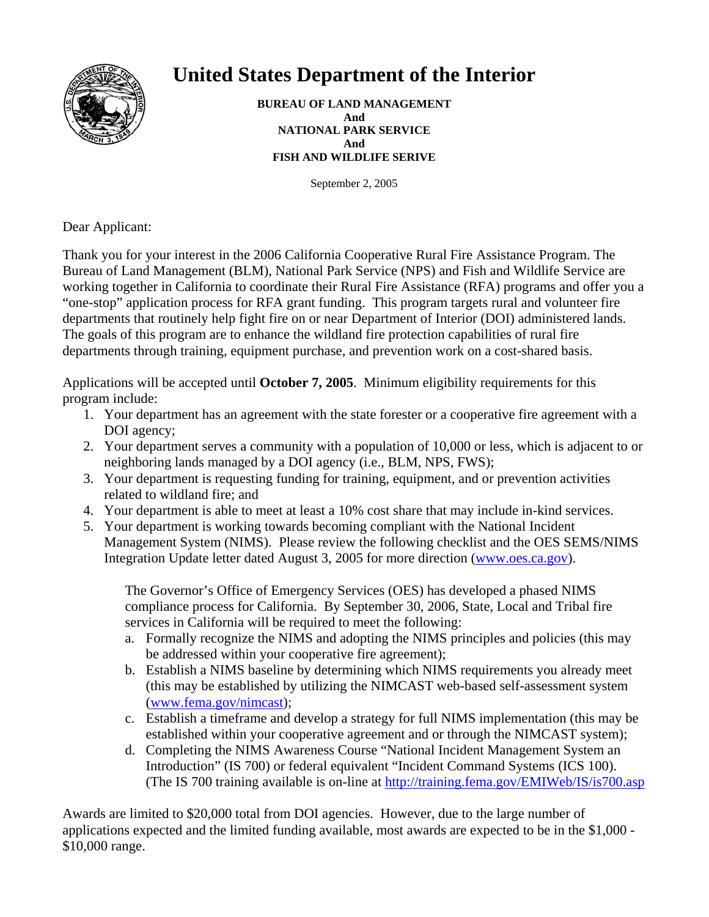# United States Department of the Interior

**BUREAU OF LAND MANAGEMENT**
**And**
**NATIONAL PARK SERVICE**
**And**
**FISH AND WILDLIFE SERIVE**

September 2, 2005

Dear Applicant:

Thank you for your interest in the 2006 California Cooperative Rural Fire Assistance Program. The Bureau of Land Management (BLM), National Park Service (NPS) and Fish and Wildlife Service are working together in California to coordinate their Rural Fire Assistance (RFA) programs and offer you a "one-stop" application process for RFA grant funding. This program targets rural and volunteer fire departments that routinely help fight fire on or near Department of Interior (DOI) administered lands. The goals of this program are to enhance the wildland fire protection capabilities of rural fire departments through training, equipment purchase, and prevention work on a cost-shared basis.

Applications will be accepted until **October 7, 2005**. Minimum eligibility requirements for this program include:

1. Your department has an agreement with the state forester or a cooperative fire agreement with a DOI agency;
2. Your department serves a community with a population of 10,000 or less, which is adjacent to or neighboring lands managed by a DOI agency (i.e., BLM, NPS, FWS);
3. Your department is requesting funding for training, equipment, and or prevention activities related to wildland fire; and
4. Your department is able to meet at least a 10% cost share that may include in-kind services.
5. Your department is working towards becoming compliant with the National Incident Management System (NIMS). Please review the following checklist and the OES SEMS/NIMS Integration Update letter dated August 3, 2005 for more direction (www.oes.ca.gov).

   The Governor's Office of Emergency Services (OES) has developed a phased NIMS compliance process for California. By September 30, 2006, State, Local and Tribal fire services in California will be required to meet the following:

   a. Formally recognize the NIMS and adopting the NIMS principles and policies (this may be addressed within your cooperative fire agreement);
   b. Establish a NIMS baseline by determining which NIMS requirements you already meet (this may be established by utilizing the NIMCAST web-based self-assessment system (www.fema.gov/nimcast);
   c. Establish a timeframe and develop a strategy for full NIMS implementation (this may be established within your cooperative agreement and or through the NIMCAST system);
   d. Completing the NIMS Awareness Course "National Incident Management System an Introduction" (IS 700) or federal equivalent "Incident Command Systems (ICS 100). (The IS 700 training available is on-line at http://training.fema.gov/EMIWeb/IS/is700.asp

Awards are limited to $20,000 total from DOI agencies. However, due to the large number of applications expected and the limited funding available, most awards are expected to be in the $1,000 - $10,000 range.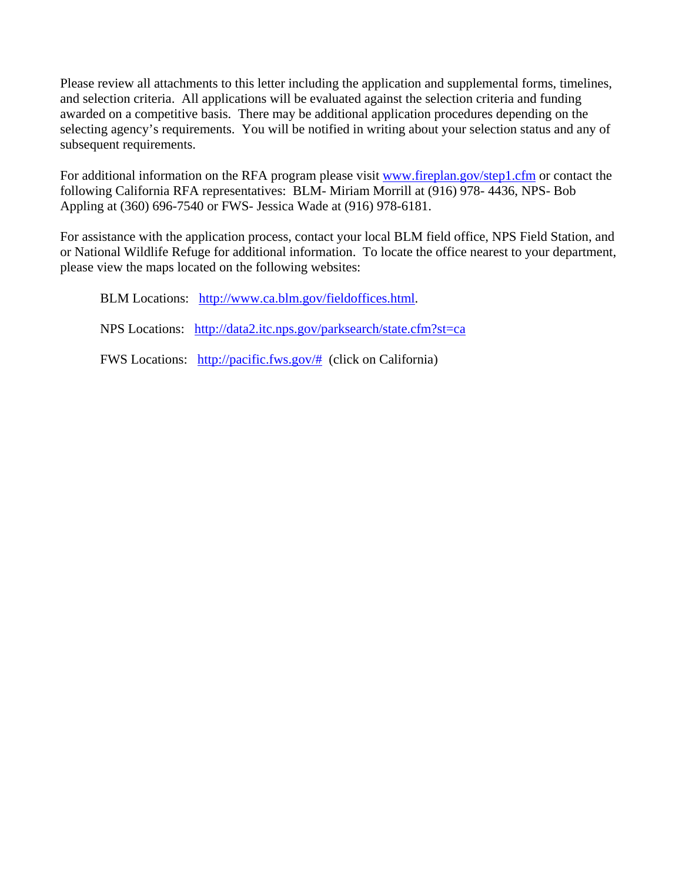Please review all attachments to this letter including the application and supplemental forms, timelines, and selection criteria. All applications will be evaluated against the selection criteria and funding awarded on a competitive basis. There may be additional application procedures depending on the selecting agency's requirements. You will be notified in writing about your selection status and any of subsequent requirements.

For additional information on the RFA program please visit www.fireplan.gov/step1.cfm or contact the following California RFA representatives: BLM- Miriam Morrill at (916) 978- 4436, NPS- Bob Appling at (360) 696-7540 or FWS- Jessica Wade at (916) 978-6181.

For assistance with the application process, contact your local BLM field office, NPS Field Station, and or National Wildlife Refuge for additional information. To locate the office nearest to your department, please view the maps located on the following websites:

BLM Locations: http://www.ca.blm.gov/fieldoffices.html.

NPS Locations: http://data2.itc.nps.gov/parksearch/state.cfm?st=ca

FWS Locations: http://pacific.fws.gov/# (click on California)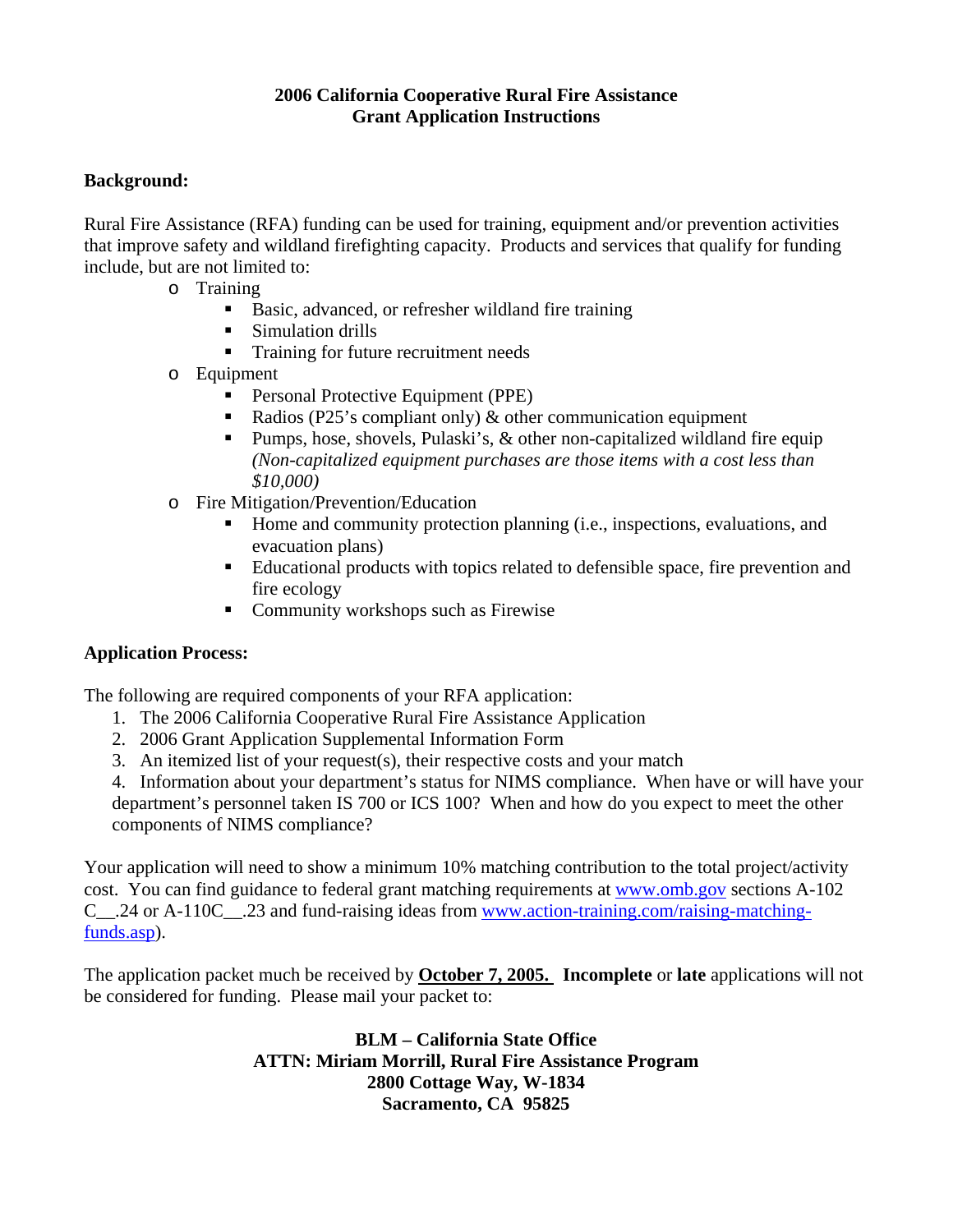**2006 California Cooperative Rural Fire Assistance Grant Application Instructions**

**Background:**

Rural Fire Assistance (RFA) funding can be used for training, equipment and/or prevention activities that improve safety and wildland firefighting capacity. Products and services that qualify for funding include, but are not limited to:

- Training
  - Basic, advanced, or refresher wildland fire training
  - Simulation drills
  - Training for future recruitment needs
- Equipment
  - Personal Protective Equipment (PPE)
  - Radios (P25's compliant only) & other communication equipment
  - Pumps, hose, shovels, Pulaski's, & other non-capitalized wildland fire equip *(Non-capitalized equipment purchases are those items with a cost less than $10,000)*
- Fire Mitigation/Prevention/Education
  - Home and community protection planning (i.e., inspections, evaluations, and evacuation plans)
  - Educational products with topics related to defensible space, fire prevention and fire ecology
  - Community workshops such as Firewise

**Application Process:**

The following are required components of your RFA application:

1. The 2006 California Cooperative Rural Fire Assistance Application
2. 2006 Grant Application Supplemental Information Form
3. An itemized list of your request(s), their respective costs and your match
4. Information about your department's status for NIMS compliance. When have or will have your department's personnel taken IS 700 or ICS 100? When and how do you expect to meet the other components of NIMS compliance?

Your application will need to show a minimum 10% matching contribution to the total project/activity cost. You can find guidance to federal grant matching requirements at www.omb.gov sections A-102 C__.24 or A-110C__.23 and fund-raising ideas from www.action-training.com/raising-matching-funds.asp).

The application packet much be received by **October 7, 2005.** **Incomplete** or **late** applications will not be considered for funding. Please mail your packet to:

**BLM – California State Office**
**ATTN: Miriam Morrill, Rural Fire Assistance Program**
**2800 Cottage Way, W-1834**
**Sacramento, CA 95825**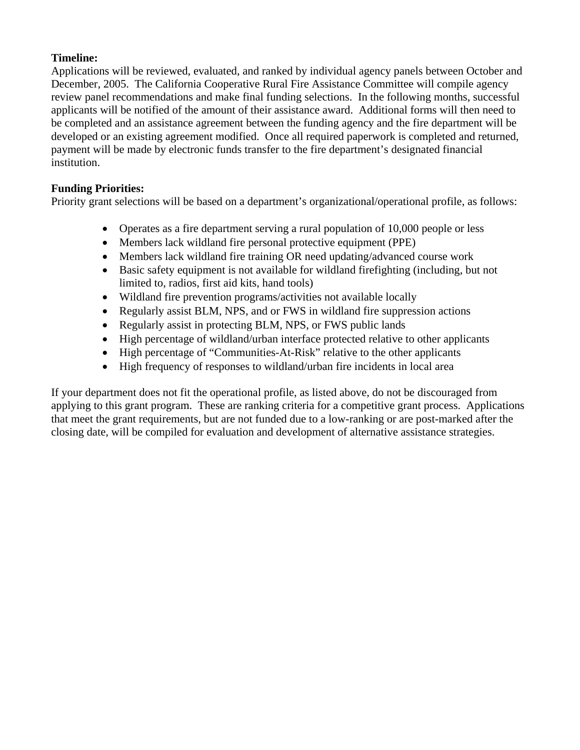**Timeline:**
Applications will be reviewed, evaluated, and ranked by individual agency panels between October and December, 2005. The California Cooperative Rural Fire Assistance Committee will compile agency review panel recommendations and make final funding selections. In the following months, successful applicants will be notified of the amount of their assistance award. Additional forms will then need to be completed and an assistance agreement between the funding agency and the fire department will be developed or an existing agreement modified. Once all required paperwork is completed and returned, payment will be made by electronic funds transfer to the fire department's designated financial institution.

**Funding Priorities:**
Priority grant selections will be based on a department's organizational/operational profile, as follows:

- Operates as a fire department serving a rural population of 10,000 people or less
- Members lack wildland fire personal protective equipment (PPE)
- Members lack wildland fire training OR need updating/advanced course work
- Basic safety equipment is not available for wildland firefighting (including, but not limited to, radios, first aid kits, hand tools)
- Wildland fire prevention programs/activities not available locally
- Regularly assist BLM, NPS, and or FWS in wildland fire suppression actions
- Regularly assist in protecting BLM, NPS, or FWS public lands
- High percentage of wildland/urban interface protected relative to other applicants
- High percentage of "Communities-At-Risk" relative to the other applicants
- High frequency of responses to wildland/urban fire incidents in local area

If your department does not fit the operational profile, as listed above, do not be discouraged from applying to this grant program. These are ranking criteria for a competitive grant process. Applications that meet the grant requirements, but are not funded due to a low-ranking or are post-marked after the closing date, will be compiled for evaluation and development of alternative assistance strategies.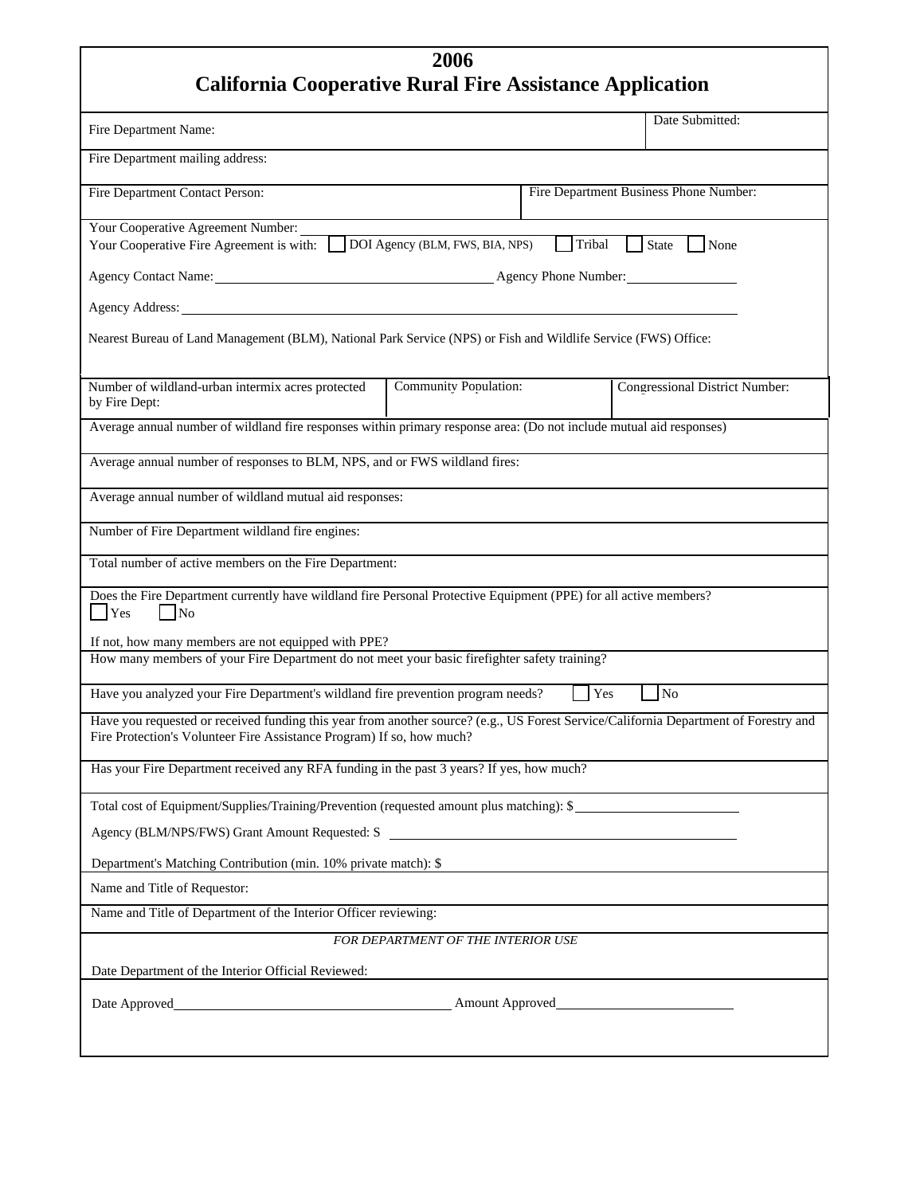# 2006
# California Cooperative Rural Fire Assistance Application

| Fire Department Name: | Date Submitted: |
|---|---|

Fire Department mailing address:

| Fire Department Contact Person: | Fire Department Business Phone Number: |
|---|---|

Your Cooperative Agreement Number:

Your Cooperative Fire Agreement is with: ☐ DOI Agency (BLM, FWS, BIA, NPS) ☐ Tribal ☐ State ☐ None

Agency Contact Name: ______________________ Agency Phone Number: ____________

Agency Address: ______________________________________________

Nearest Bureau of Land Management (BLM), National Park Service (NPS) or Fish and Wildlife Service (FWS) Office:

| Number of wildland-urban intermix acres protected by Fire Dept: | Community Population: | Congressional District Number: |
|---|---|---|

Average annual number of wildland fire responses within primary response area: (Do not include mutual aid responses)

Average annual number of responses to BLM, NPS, and or FWS wildland fires:

Average annual number of wildland mutual aid responses:

Number of Fire Department wildland fire engines:

Total number of active members on the Fire Department:

Does the Fire Department currently have wildland fire Personal Protective Equipment (PPE) for all active members?
☐ Yes ☐ No

If not, how many members are not equipped with PPE?

How many members of your Fire Department do not meet your basic firefighter safety training?

Have you analyzed your Fire Department's wildland fire prevention program needs? ☐ Yes ☐ No

Have you requested or received funding this year from another source? (e.g., US Forest Service/California Department of Forestry and Fire Protection's Volunteer Fire Assistance Program) If so, how much?

Has your Fire Department received any RFA funding in the past 3 years? If yes, how much?

Total cost of Equipment/Supplies/Training/Prevention (requested amount plus matching): $ ____________

Agency (BLM/NPS/FWS) Grant Amount Requested: S ______________________

Department's Matching Contribution (min. 10% private match): $

Name and Title of Requestor:

Name and Title of Department of the Interior Officer reviewing:

*FOR DEPARTMENT OF THE INTERIOR USE*

Date Department of the Interior Official Reviewed:

Date Approved ______________________ Amount Approved ____________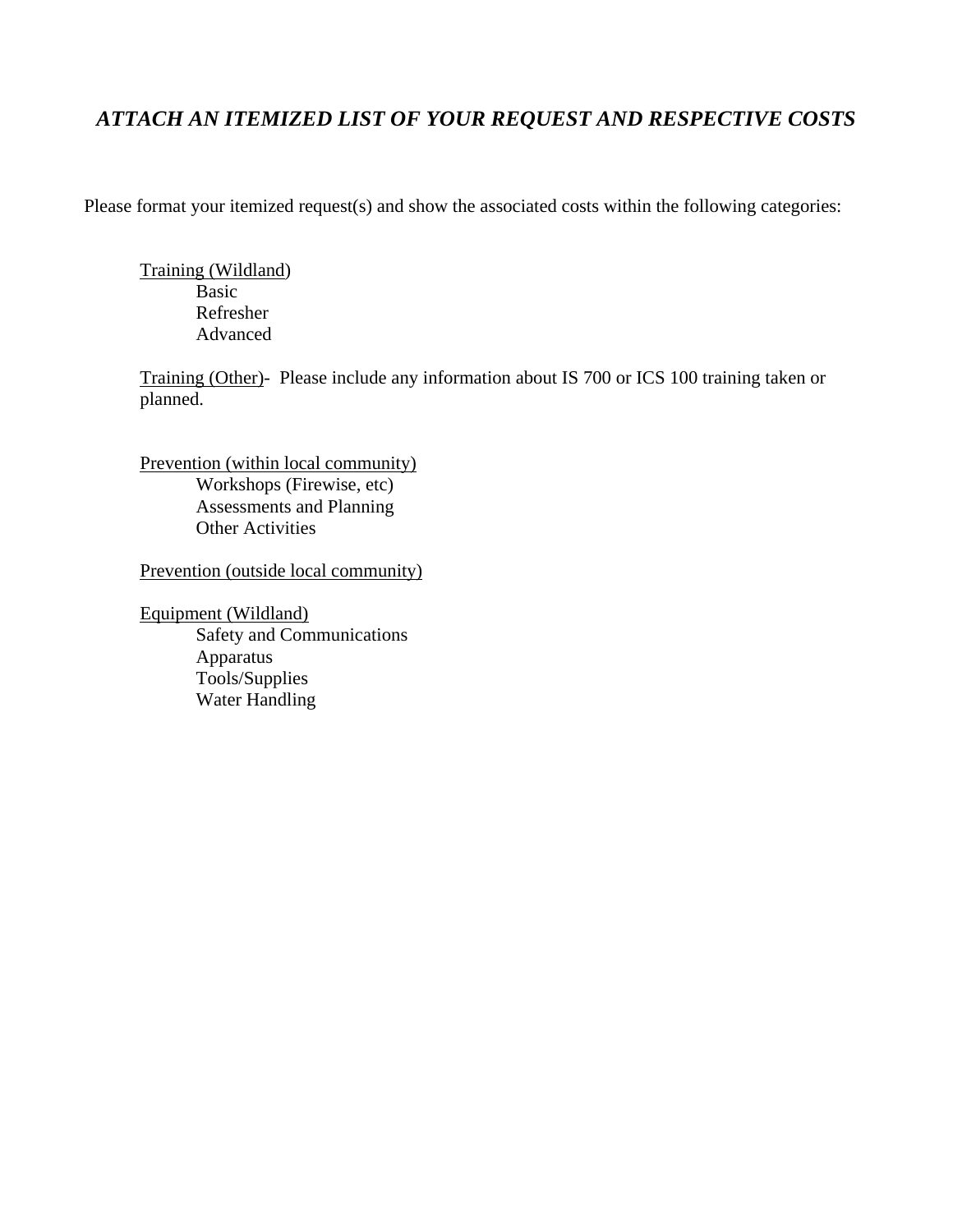## *ATTACH AN ITEMIZED LIST OF YOUR REQUEST AND RESPECTIVE COSTS*

Please format your itemized request(s) and show the associated costs within the following categories:

<u>Training (Wildland</u>)
- Basic
- Refresher
- Advanced

<u>Training (Other)</u>- Please include any information about IS 700 or ICS 100 training taken or planned.

<u>Prevention (within local community)</u>
- Workshops (Firewise, etc)
- Assessments and Planning
- Other Activities

<u>Prevention (outside local community)</u>

<u>Equipment (Wildland)</u>
- Safety and Communications
- Apparatus
- Tools/Supplies
- Water Handling